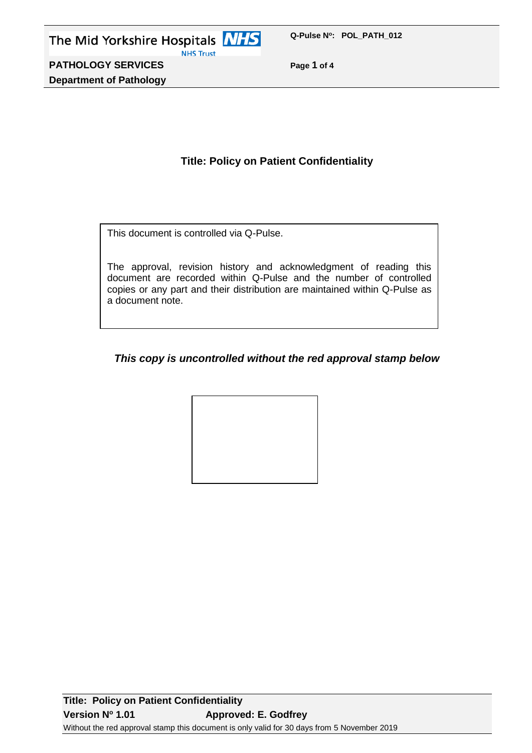# Title: Policy on Patient Confidentiality

This document is controlled via Q-Pulse.

The approval, revision history and acknowledgment of reading this document are recorded within Q-Pulse and the number of controlled copies or any part and their distribution are maintained within Q-Pulse as a document note.

***This copy is uncontrolled without the red approval stamp below***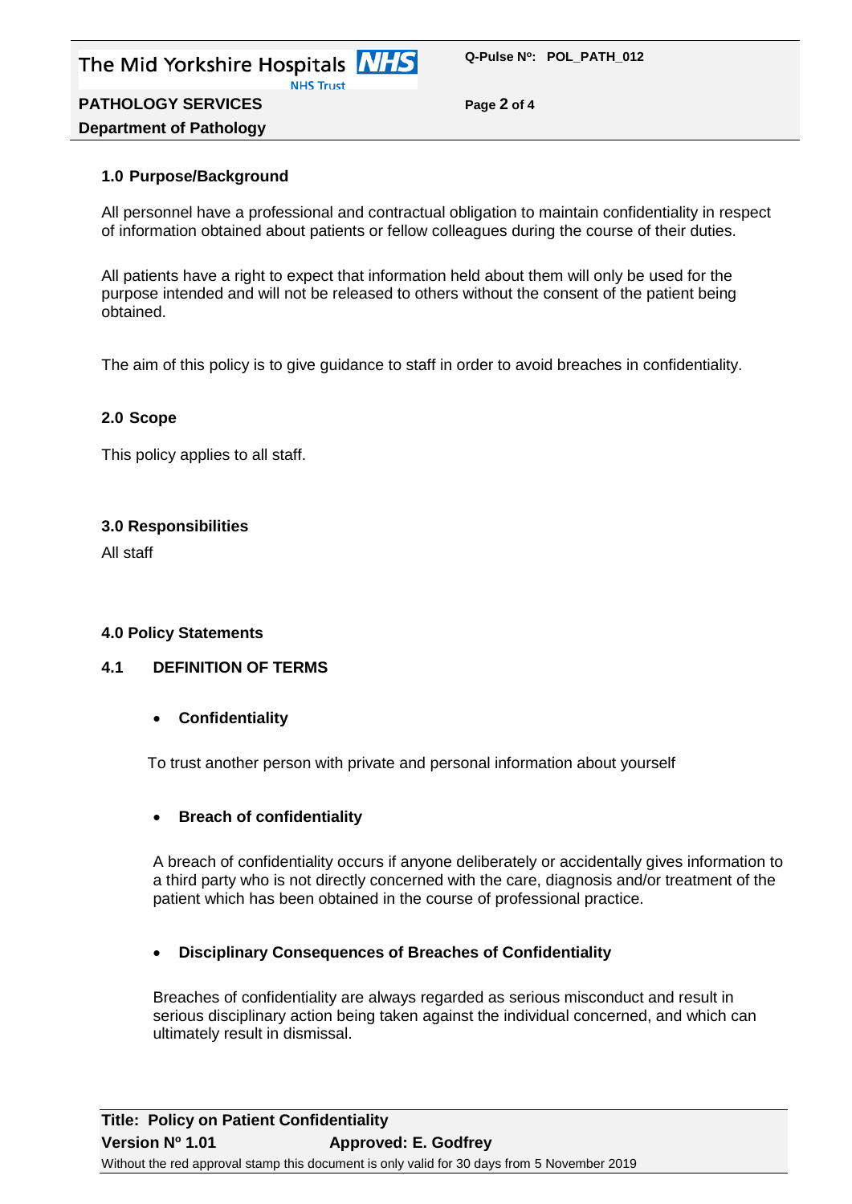## 1.0 Purpose/Background

All personnel have a professional and contractual obligation to maintain confidentiality in respect of information obtained about patients or fellow colleagues during the course of their duties.

All patients have a right to expect that information held about them will only be used for the purpose intended and will not be released to others without the consent of the patient being obtained.

The aim of this policy is to give guidance to staff in order to avoid breaches in confidentiality.

## 2.0 Scope

This policy applies to all staff.

## 3.0 Responsibilities

All staff

## 4.0 Policy Statements

### 4.1 DEFINITION OF TERMS

- **Confidentiality**

To trust another person with private and personal information about yourself

- **Breach of confidentiality**

A breach of confidentiality occurs if anyone deliberately or accidentally gives information to a third party who is not directly concerned with the care, diagnosis and/or treatment of the patient which has been obtained in the course of professional practice.

- **Disciplinary Consequences of Breaches of Confidentiality**

Breaches of confidentiality are always regarded as serious misconduct and result in serious disciplinary action being taken against the individual concerned, and which can ultimately result in dismissal.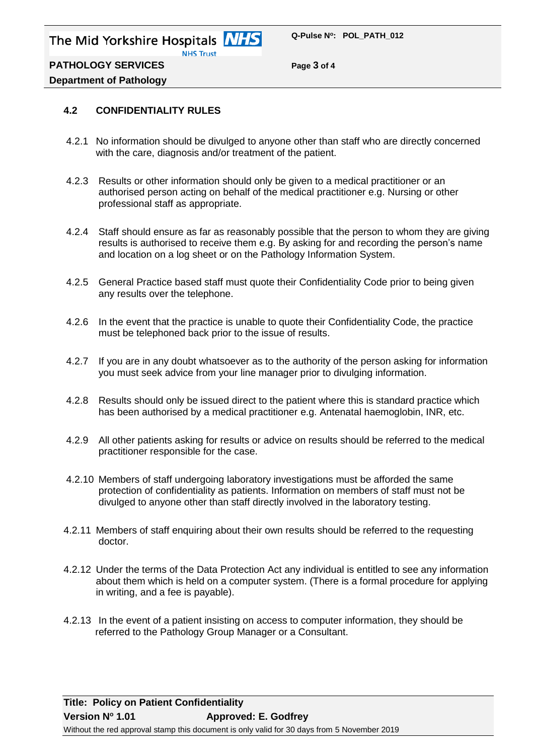## 4.2 CONFIDENTIALITY RULES

4.2.1 No information should be divulged to anyone other than staff who are directly concerned with the care, diagnosis and/or treatment of the patient.

4.2.3 Results or other information should only be given to a medical practitioner or an authorised person acting on behalf of the medical practitioner e.g. Nursing or other professional staff as appropriate.

4.2.4 Staff should ensure as far as reasonably possible that the person to whom they are giving results is authorised to receive them e.g. By asking for and recording the person's name and location on a log sheet or on the Pathology Information System.

4.2.5 General Practice based staff must quote their Confidentiality Code prior to being given any results over the telephone.

4.2.6 In the event that the practice is unable to quote their Confidentiality Code, the practice must be telephoned back prior to the issue of results.

4.2.7 If you are in any doubt whatsoever as to the authority of the person asking for information you must seek advice from your line manager prior to divulging information.

4.2.8 Results should only be issued direct to the patient where this is standard practice which has been authorised by a medical practitioner e.g. Antenatal haemoglobin, INR, etc.

4.2.9 All other patients asking for results or advice on results should be referred to the medical practitioner responsible for the case.

4.2.10 Members of staff undergoing laboratory investigations must be afforded the same protection of confidentiality as patients. Information on members of staff must not be divulged to anyone other than staff directly involved in the laboratory testing.

4.2.11 Members of staff enquiring about their own results should be referred to the requesting doctor.

4.2.12 Under the terms of the Data Protection Act any individual is entitled to see any information about them which is held on a computer system. (There is a formal procedure for applying in writing, and a fee is payable).

4.2.13 In the event of a patient insisting on access to computer information, they should be referred to the Pathology Group Manager or a Consultant.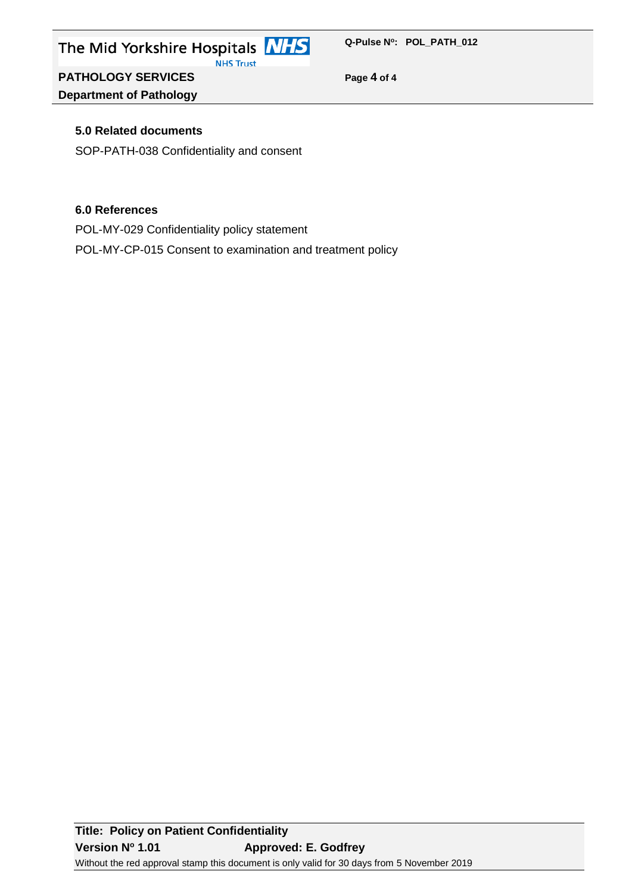## 5.0 Related documents

SOP-PATH-038 Confidentiality and consent

## 6.0 References

POL-MY-029 Confidentiality policy statement

POL-MY-CP-015 Consent to examination and treatment policy